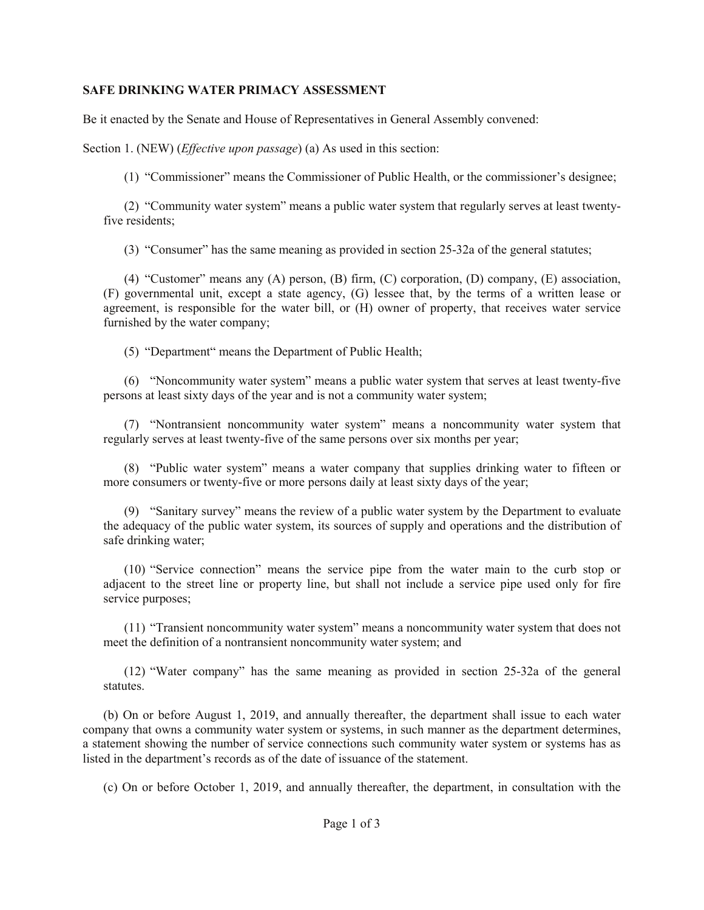**SAFE DRINKING WATER PRIMACY ASSESSMENT**

Be it enacted by the Senate and House of Representatives in General Assembly convened:

Section 1. (NEW) (*Effective upon passage*) (a) As used in this section:

(1) "Commissioner" means the Commissioner of Public Health, or the commissioner's designee;

(2) "Community water system" means a public water system that regularly serves at least twenty-five residents;

(3) "Consumer" has the same meaning as provided in section 25-32a of the general statutes;

(4) "Customer" means any (A) person, (B) firm, (C) corporation, (D) company, (E) association, (F) governmental unit, except a state agency, (G) lessee that, by the terms of a written lease or agreement, is responsible for the water bill, or (H) owner of property, that receives water service furnished by the water company;

(5) "Department" means the Department of Public Health;

(6) "Noncommunity water system" means a public water system that serves at least twenty-five persons at least sixty days of the year and is not a community water system;

(7) "Nontransient noncommunity water system" means a noncommunity water system that regularly serves at least twenty-five of the same persons over six months per year;

(8) "Public water system" means a water company that supplies drinking water to fifteen or more consumers or twenty-five or more persons daily at least sixty days of the year;

(9) "Sanitary survey" means the review of a public water system by the Department to evaluate the adequacy of the public water system, its sources of supply and operations and the distribution of safe drinking water;

(10) "Service connection" means the service pipe from the water main to the curb stop or adjacent to the street line or property line, but shall not include a service pipe used only for fire service purposes;

(11) "Transient noncommunity water system" means a noncommunity water system that does not meet the definition of a nontransient noncommunity water system; and

(12) "Water company" has the same meaning as provided in section 25-32a of the general statutes.

(b) On or before August 1, 2019, and annually thereafter, the department shall issue to each water company that owns a community water system or systems, in such manner as the department determines, a statement showing the number of service connections such community water system or systems has as listed in the department's records as of the date of issuance of the statement.

(c) On or before October 1, 2019, and annually thereafter, the department, in consultation with the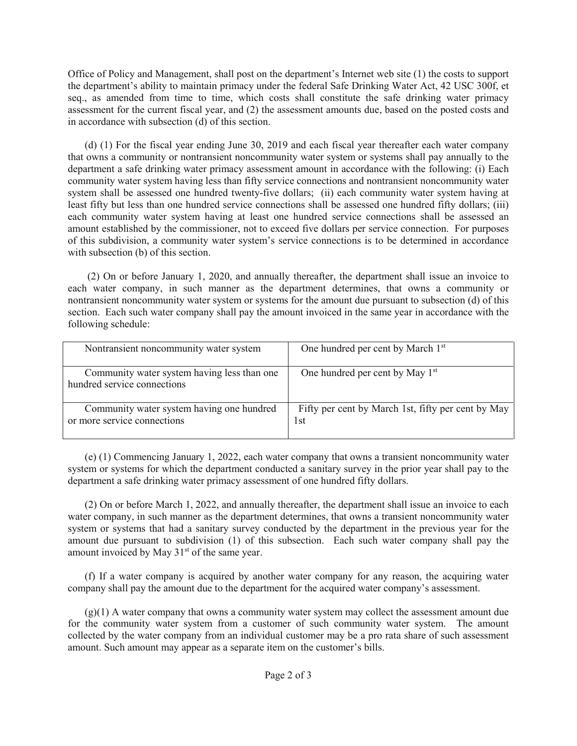Office of Policy and Management, shall post on the department's Internet web site (1) the costs to support the department's ability to maintain primacy under the federal Safe Drinking Water Act, 42 USC 300f, et seq., as amended from time to time, which costs shall constitute the safe drinking water primacy assessment for the current fiscal year, and (2) the assessment amounts due, based on the posted costs and in accordance with subsection (d) of this section.

(d) (1) For the fiscal year ending June 30, 2019 and each fiscal year thereafter each water company that owns a community or nontransient noncommunity water system or systems shall pay annually to the department a safe drinking water primacy assessment amount in accordance with the following: (i) Each community water system having less than fifty service connections and nontransient noncommunity water system shall be assessed one hundred twenty-five dollars; (ii) each community water system having at least fifty but less than one hundred service connections shall be assessed one hundred fifty dollars; (iii) each community water system having at least one hundred service connections shall be assessed an amount established by the commissioner, not to exceed five dollars per service connection. For purposes of this subdivision, a community water system's service connections is to be determined in accordance with subsection (b) of this section.

(2) On or before January 1, 2020, and annually thereafter, the department shall issue an invoice to each water company, in such manner as the department determines, that owns a community or nontransient noncommunity water system or systems for the amount due pursuant to subsection (d) of this section. Each such water company shall pay the amount invoiced in the same year in accordance with the following schedule:

| | |
|---|---|
| Nontransient noncommunity water system | One hundred per cent by March 1st |
| Community water system having less than one hundred service connections | One hundred per cent by May 1st |
| Community water system having one hundred or more service connections | Fifty per cent by March 1st, fifty per cent by May 1st |

(e) (1) Commencing January 1, 2022, each water company that owns a transient noncommunity water system or systems for which the department conducted a sanitary survey in the prior year shall pay to the department a safe drinking water primacy assessment of one hundred fifty dollars.

(2) On or before March 1, 2022, and annually thereafter, the department shall issue an invoice to each water company, in such manner as the department determines, that owns a transient noncommunity water system or systems that had a sanitary survey conducted by the department in the previous year for the amount due pursuant to subdivision (1) of this subsection. Each such water company shall pay the amount invoiced by May 31st of the same year.

(f) If a water company is acquired by another water company for any reason, the acquiring water company shall pay the amount due to the department for the acquired water company's assessment.

(g)(1) A water company that owns a community water system may collect the assessment amount due for the community water system from a customer of such community water system. The amount collected by the water company from an individual customer may be a pro rata share of such assessment amount. Such amount may appear as a separate item on the customer's bills.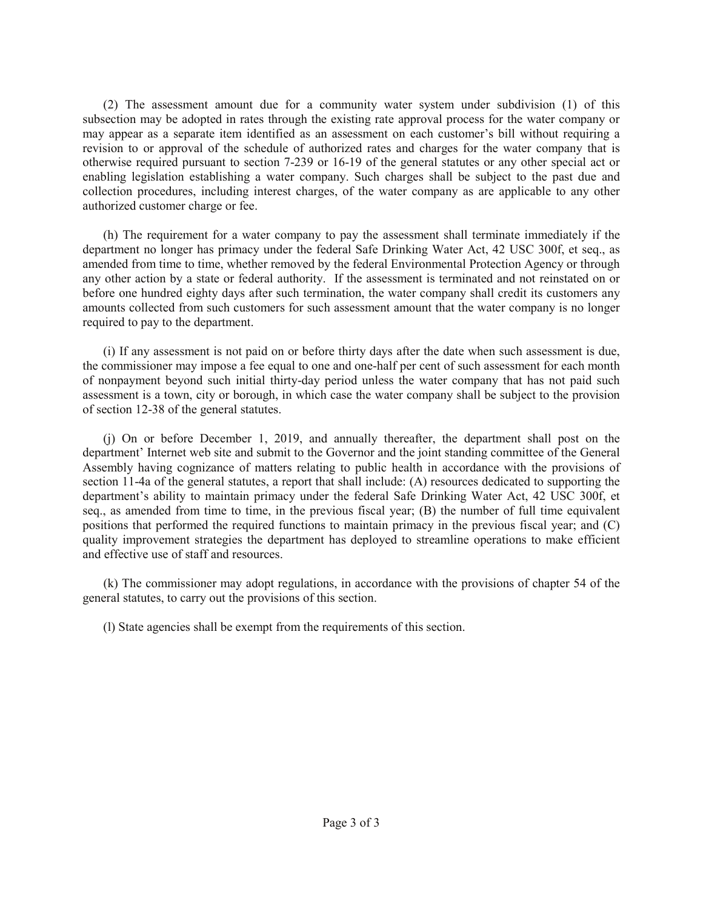(2) The assessment amount due for a community water system under subdivision (1) of this subsection may be adopted in rates through the existing rate approval process for the water company or may appear as a separate item identified as an assessment on each customer's bill without requiring a revision to or approval of the schedule of authorized rates and charges for the water company that is otherwise required pursuant to section 7-239 or 16-19 of the general statutes or any other special act or enabling legislation establishing a water company. Such charges shall be subject to the past due and collection procedures, including interest charges, of the water company as are applicable to any other authorized customer charge or fee.

(h) The requirement for a water company to pay the assessment shall terminate immediately if the department no longer has primacy under the federal Safe Drinking Water Act, 42 USC 300f, et seq., as amended from time to time, whether removed by the federal Environmental Protection Agency or through any other action by a state or federal authority. If the assessment is terminated and not reinstated on or before one hundred eighty days after such termination, the water company shall credit its customers any amounts collected from such customers for such assessment amount that the water company is no longer required to pay to the department.

(i) If any assessment is not paid on or before thirty days after the date when such assessment is due, the commissioner may impose a fee equal to one and one-half per cent of such assessment for each month of nonpayment beyond such initial thirty-day period unless the water company that has not paid such assessment is a town, city or borough, in which case the water company shall be subject to the provision of section 12-38 of the general statutes.

(j) On or before December 1, 2019, and annually thereafter, the department shall post on the department' Internet web site and submit to the Governor and the joint standing committee of the General Assembly having cognizance of matters relating to public health in accordance with the provisions of section 11-4a of the general statutes, a report that shall include: (A) resources dedicated to supporting the department's ability to maintain primacy under the federal Safe Drinking Water Act, 42 USC 300f, et seq., as amended from time to time, in the previous fiscal year; (B) the number of full time equivalent positions that performed the required functions to maintain primacy in the previous fiscal year; and (C) quality improvement strategies the department has deployed to streamline operations to make efficient and effective use of staff and resources.

(k) The commissioner may adopt regulations, in accordance with the provisions of chapter 54 of the general statutes, to carry out the provisions of this section.

(l) State agencies shall be exempt from the requirements of this section.